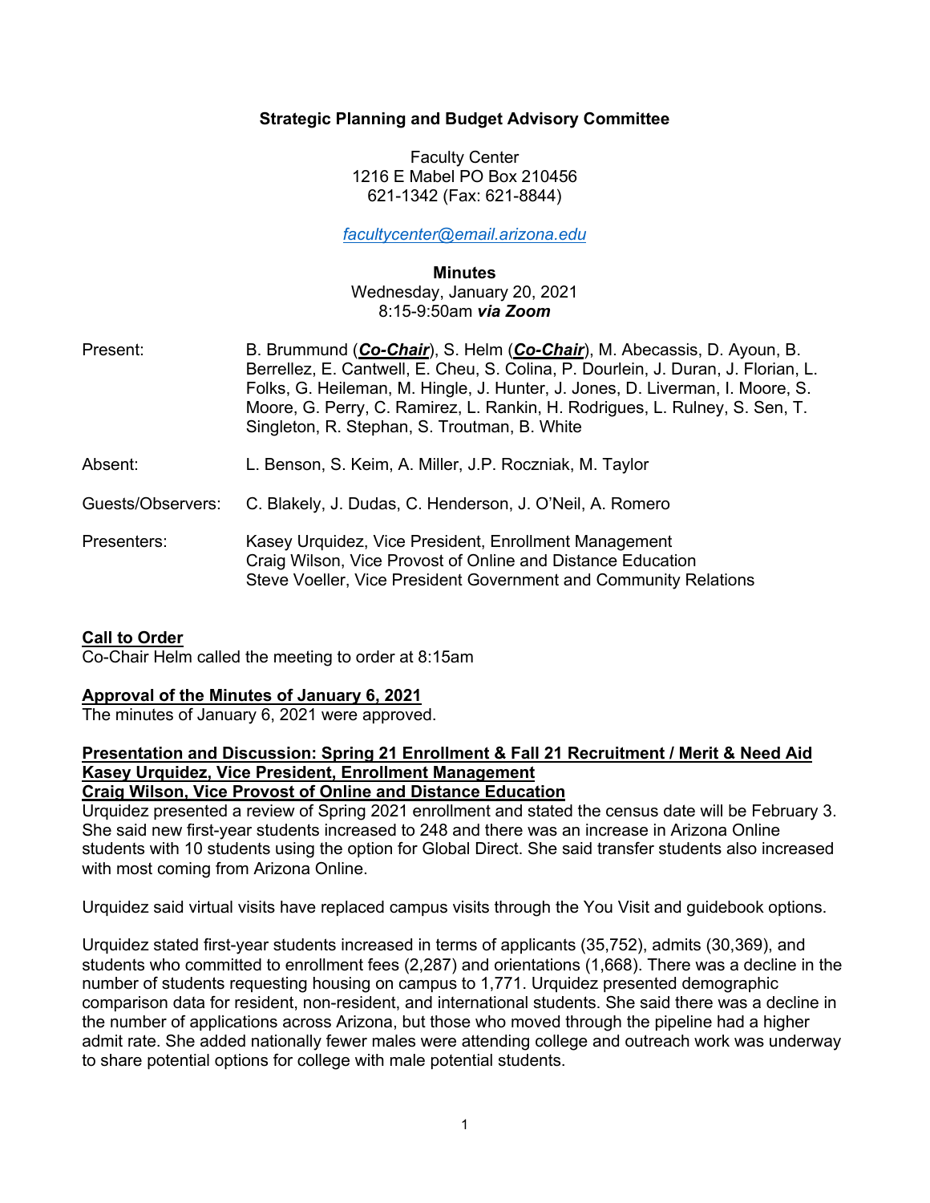**Strategic Planning and Budget Advisory Committee**

Faculty Center
1216 E Mabel PO Box 210456
621-1342 (Fax: 621-8844)

[facultycenter@email.arizona.edu](mailto:facultycenter@email.arizona.edu)

**Minutes**
Wednesday, January 20, 2021
8:15-9:50am ***via Zoom***

| | |
|---|---|
| Present: | B. Brummund (***Co-Chair***), S. Helm (***Co-Chair***), M. Abecassis, D. Ayoun, B. Berrellez, E. Cantwell, E. Cheu, S. Colina, P. Dourlein, J. Duran, J. Florian, L. Folks, G. Heileman, M. Hingle, J. Hunter, J. Jones, D. Liverman, I. Moore, S. Moore, G. Perry, C. Ramirez, L. Rankin, H. Rodrigues, L. Rulney, S. Sen, T. Singleton, R. Stephan, S. Troutman, B. White |
| Absent: | L. Benson, S. Keim, A. Miller, J.P. Roczniak, M. Taylor |
| Guests/Observers: | C. Blakely, J. Dudas, C. Henderson, J. O'Neil, A. Romero |
| Presenters: | Kasey Urquidez, Vice President, Enrollment Management<br>Craig Wilson, Vice Provost of Online and Distance Education<br>Steve Voeller, Vice President Government and Community Relations |

**Call to Order**
Co-Chair Helm called the meeting to order at 8:15am

**Approval of the Minutes of January 6, 2021**
The minutes of January 6, 2021 were approved.

**Presentation and Discussion: Spring 21 Enrollment & Fall 21 Recruitment / Merit & Need Aid**
**Kasey Urquidez, Vice President, Enrollment Management**
**Craig Wilson, Vice Provost of Online and Distance Education**
Urquidez presented a review of Spring 2021 enrollment and stated the census date will be February 3. She said new first-year students increased to 248 and there was an increase in Arizona Online students with 10 students using the option for Global Direct. She said transfer students also increased with most coming from Arizona Online.

Urquidez said virtual visits have replaced campus visits through the You Visit and guidebook options.

Urquidez stated first-year students increased in terms of applicants (35,752), admits (30,369), and students who committed to enrollment fees (2,287) and orientations (1,668). There was a decline in the number of students requesting housing on campus to 1,771. Urquidez presented demographic comparison data for resident, non-resident, and international students. She said there was a decline in the number of applications across Arizona, but those who moved through the pipeline had a higher admit rate. She added nationally fewer males were attending college and outreach work was underway to share potential options for college with male potential students.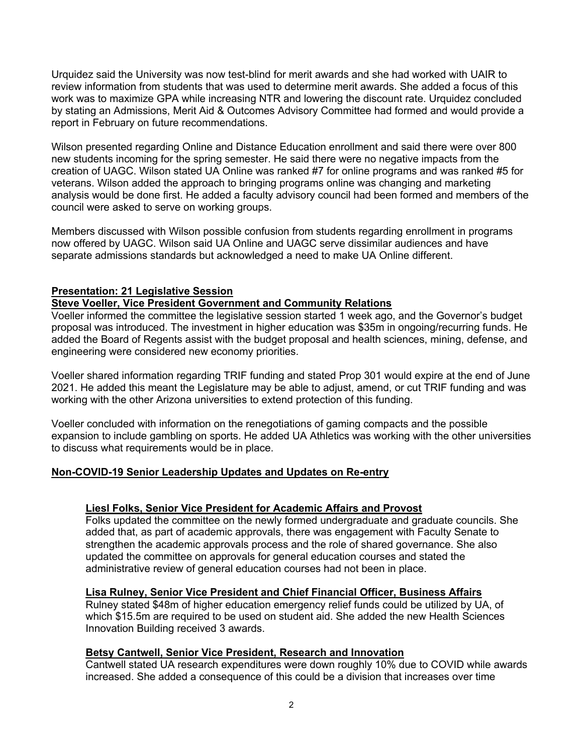Urquidez said the University was now test-blind for merit awards and she had worked with UAIR to review information from students that was used to determine merit awards. She added a focus of this work was to maximize GPA while increasing NTR and lowering the discount rate. Urquidez concluded by stating an Admissions, Merit Aid & Outcomes Advisory Committee had formed and would provide a report in February on future recommendations.

Wilson presented regarding Online and Distance Education enrollment and said there were over 800 new students incoming for the spring semester. He said there were no negative impacts from the creation of UAGC. Wilson stated UA Online was ranked #7 for online programs and was ranked #5 for veterans. Wilson added the approach to bringing programs online was changing and marketing analysis would be done first. He added a faculty advisory council had been formed and members of the council were asked to serve on working groups.

Members discussed with Wilson possible confusion from students regarding enrollment in programs now offered by UAGC. Wilson said UA Online and UAGC serve dissimilar audiences and have separate admissions standards but acknowledged a need to make UA Online different.

**Presentation: 21 Legislative Session**
**Steve Voeller, Vice President Government and Community Relations**

Voeller informed the committee the legislative session started 1 week ago, and the Governor's budget proposal was introduced. The investment in higher education was $35m in ongoing/recurring funds. He added the Board of Regents assist with the budget proposal and health sciences, mining, defense, and engineering were considered new economy priorities.

Voeller shared information regarding TRIF funding and stated Prop 301 would expire at the end of June 2021. He added this meant the Legislature may be able to adjust, amend, or cut TRIF funding and was working with the other Arizona universities to extend protection of this funding.

Voeller concluded with information on the renegotiations of gaming compacts and the possible expansion to include gambling on sports. He added UA Athletics was working with the other universities to discuss what requirements would be in place.

**Non-COVID-19 Senior Leadership Updates and Updates on Re-entry**

**Liesl Folks, Senior Vice President for Academic Affairs and Provost**

Folks updated the committee on the newly formed undergraduate and graduate councils. She added that, as part of academic approvals, there was engagement with Faculty Senate to strengthen the academic approvals process and the role of shared governance. She also updated the committee on approvals for general education courses and stated the administrative review of general education courses had not been in place.

**Lisa Rulney, Senior Vice President and Chief Financial Officer, Business Affairs**

Rulney stated $48m of higher education emergency relief funds could be utilized by UA, of which $15.5m are required to be used on student aid. She added the new Health Sciences Innovation Building received 3 awards.

**Betsy Cantwell, Senior Vice President, Research and Innovation**

Cantwell stated UA research expenditures were down roughly 10% due to COVID while awards increased. She added a consequence of this could be a division that increases over time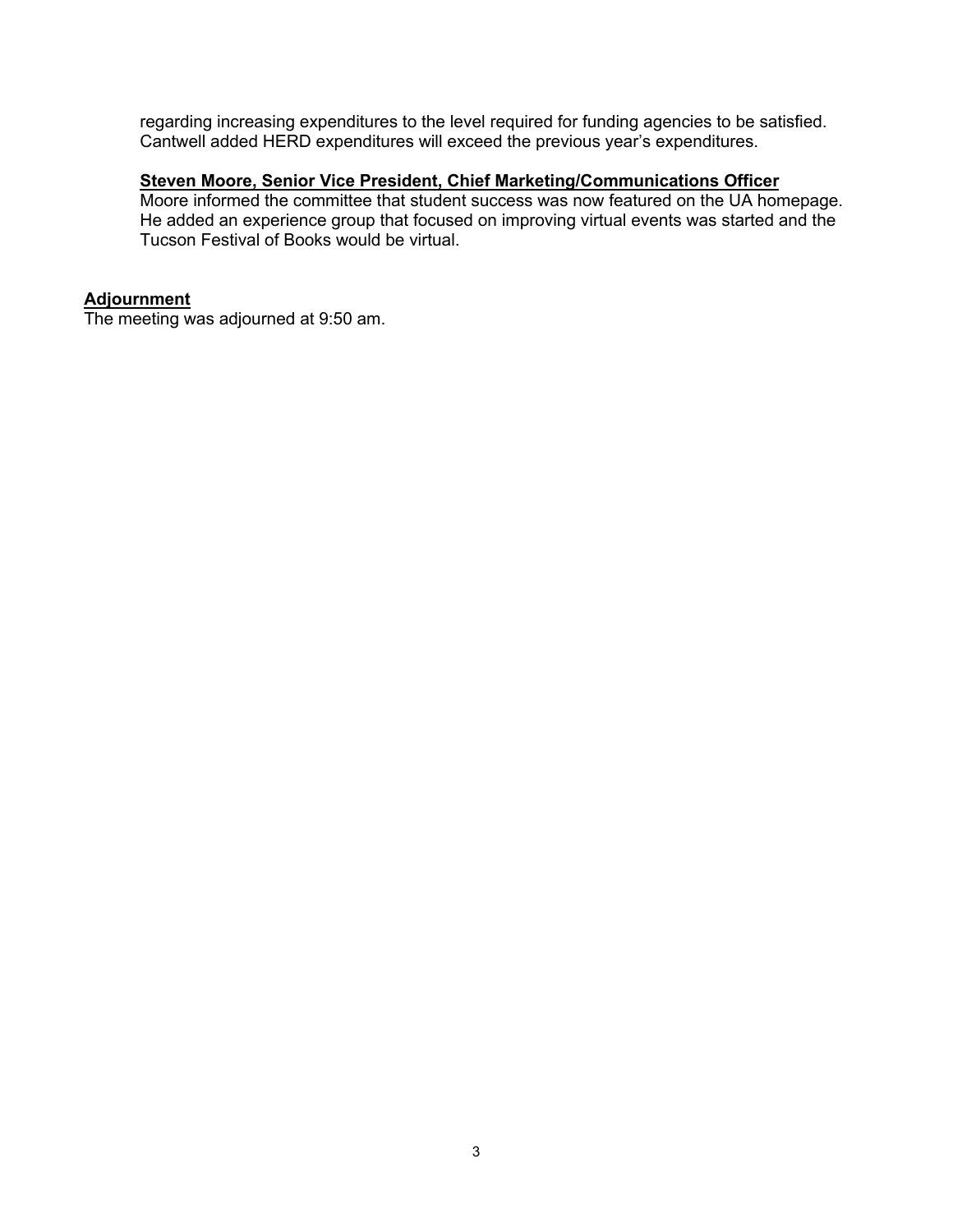regarding increasing expenditures to the level required for funding agencies to be satisfied. Cantwell added HERD expenditures will exceed the previous year's expenditures.

**Steven Moore, Senior Vice President, Chief Marketing/Communications Officer**
Moore informed the committee that student success was now featured on the UA homepage. He added an experience group that focused on improving virtual events was started and the Tucson Festival of Books would be virtual.

**Adjournment**
The meeting was adjourned at 9:50 am.